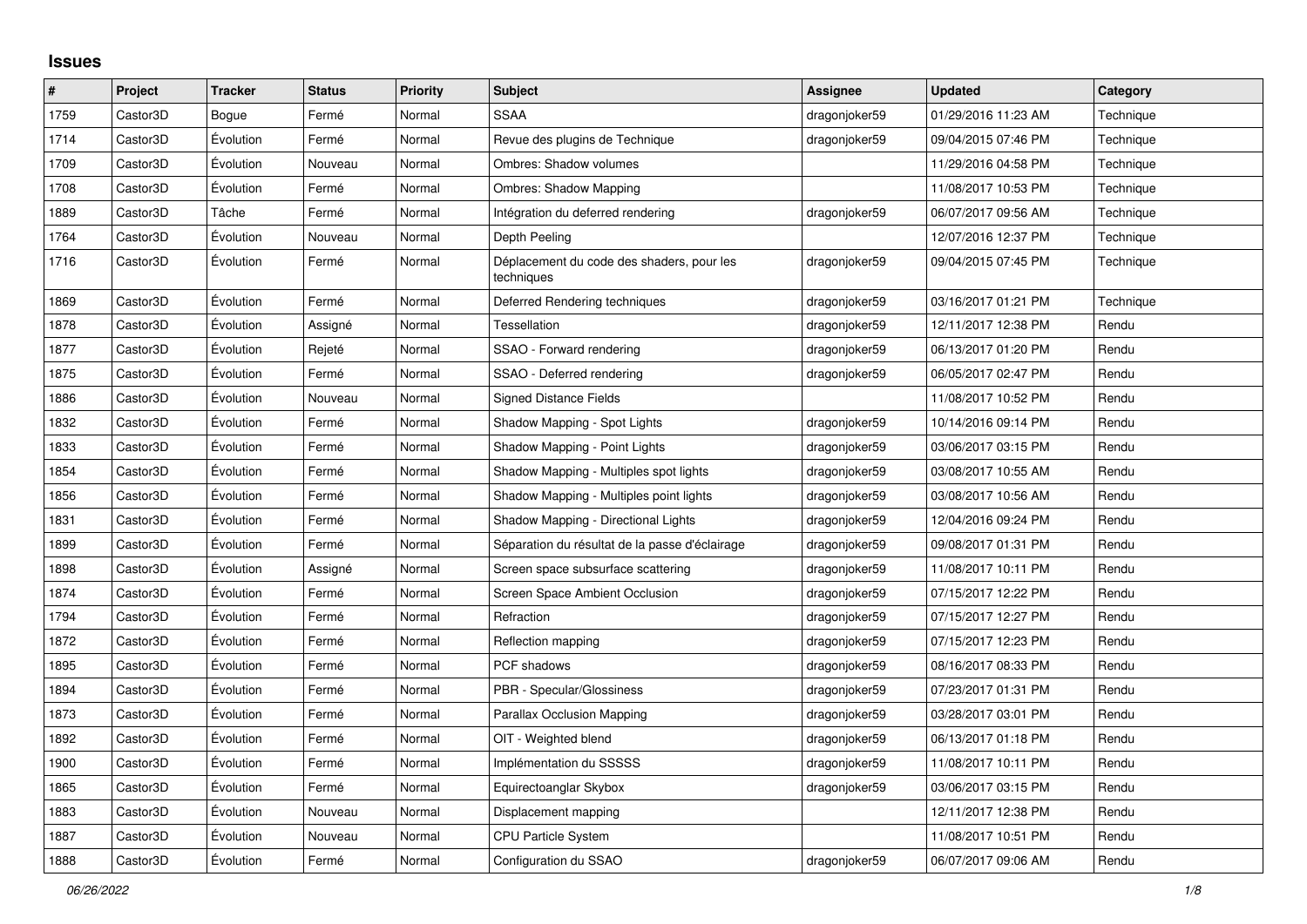# Issues

| # | Project | Tracker | Status | Priority | Subject | Assignee | Updated | Category |
|---|---|---|---|---|---|---|---|---|
| 1759 | Castor3D | Bogue | Fermé | Normal | SSAA | dragonjoker59 | 01/29/2016 11:23 AM | Technique |
| 1714 | Castor3D | Évolution | Fermé | Normal | Revue des plugins de Technique | dragonjoker59 | 09/04/2015 07:46 PM | Technique |
| 1709 | Castor3D | Évolution | Nouveau | Normal | Ombres: Shadow volumes | | 11/29/2016 04:58 PM | Technique |
| 1708 | Castor3D | Évolution | Fermé | Normal | Ombres: Shadow Mapping | | 11/08/2017 10:53 PM | Technique |
| 1889 | Castor3D | Tâche | Fermé | Normal | Intégration du deferred rendering | dragonjoker59 | 06/07/2017 09:56 AM | Technique |
| 1764 | Castor3D | Évolution | Nouveau | Normal | Depth Peeling | | 12/07/2016 12:37 PM | Technique |
| 1716 | Castor3D | Évolution | Fermé | Normal | Déplacement du code des shaders, pour les techniques | dragonjoker59 | 09/04/2015 07:45 PM | Technique |
| 1869 | Castor3D | Évolution | Fermé | Normal | Deferred Rendering techniques | dragonjoker59 | 03/16/2017 01:21 PM | Technique |
| 1878 | Castor3D | Évolution | Assigné | Normal | Tessellation | dragonjoker59 | 12/11/2017 12:38 PM | Rendu |
| 1877 | Castor3D | Évolution | Rejeté | Normal | SSAO - Forward rendering | dragonjoker59 | 06/13/2017 01:20 PM | Rendu |
| 1875 | Castor3D | Évolution | Fermé | Normal | SSAO - Deferred rendering | dragonjoker59 | 06/05/2017 02:47 PM | Rendu |
| 1886 | Castor3D | Évolution | Nouveau | Normal | Signed Distance Fields | | 11/08/2017 10:52 PM | Rendu |
| 1832 | Castor3D | Évolution | Fermé | Normal | Shadow Mapping - Spot Lights | dragonjoker59 | 10/14/2016 09:14 PM | Rendu |
| 1833 | Castor3D | Évolution | Fermé | Normal | Shadow Mapping - Point Lights | dragonjoker59 | 03/06/2017 03:15 PM | Rendu |
| 1854 | Castor3D | Évolution | Fermé | Normal | Shadow Mapping - Multiples spot lights | dragonjoker59 | 03/08/2017 10:55 AM | Rendu |
| 1856 | Castor3D | Évolution | Fermé | Normal | Shadow Mapping - Multiples point lights | dragonjoker59 | 03/08/2017 10:56 AM | Rendu |
| 1831 | Castor3D | Évolution | Fermé | Normal | Shadow Mapping - Directional Lights | dragonjoker59 | 12/04/2016 09:24 PM | Rendu |
| 1899 | Castor3D | Évolution | Fermé | Normal | Séparation du résultat de la passe d'éclairage | dragonjoker59 | 09/08/2017 01:31 PM | Rendu |
| 1898 | Castor3D | Évolution | Assigné | Normal | Screen space subsurface scattering | dragonjoker59 | 11/08/2017 10:11 PM | Rendu |
| 1874 | Castor3D | Évolution | Fermé | Normal | Screen Space Ambient Occlusion | dragonjoker59 | 07/15/2017 12:22 PM | Rendu |
| 1794 | Castor3D | Évolution | Fermé | Normal | Refraction | dragonjoker59 | 07/15/2017 12:27 PM | Rendu |
| 1872 | Castor3D | Évolution | Fermé | Normal | Reflection mapping | dragonjoker59 | 07/15/2017 12:23 PM | Rendu |
| 1895 | Castor3D | Évolution | Fermé | Normal | PCF shadows | dragonjoker59 | 08/16/2017 08:33 PM | Rendu |
| 1894 | Castor3D | Évolution | Fermé | Normal | PBR - Specular/Glossiness | dragonjoker59 | 07/23/2017 01:31 PM | Rendu |
| 1873 | Castor3D | Évolution | Fermé | Normal | Parallax Occlusion Mapping | dragonjoker59 | 03/28/2017 03:01 PM | Rendu |
| 1892 | Castor3D | Évolution | Fermé | Normal | OIT - Weighted blend | dragonjoker59 | 06/13/2017 01:18 PM | Rendu |
| 1900 | Castor3D | Évolution | Fermé | Normal | Implémentation du SSSSS | dragonjoker59 | 11/08/2017 10:11 PM | Rendu |
| 1865 | Castor3D | Évolution | Fermé | Normal | Equirectoanglar Skybox | dragonjoker59 | 03/06/2017 03:15 PM | Rendu |
| 1883 | Castor3D | Évolution | Nouveau | Normal | Displacement mapping | | 12/11/2017 12:38 PM | Rendu |
| 1887 | Castor3D | Évolution | Nouveau | Normal | CPU Particle System | | 11/08/2017 10:51 PM | Rendu |
| 1888 | Castor3D | Évolution | Fermé | Normal | Configuration du SSAO | dragonjoker59 | 06/07/2017 09:06 AM | Rendu |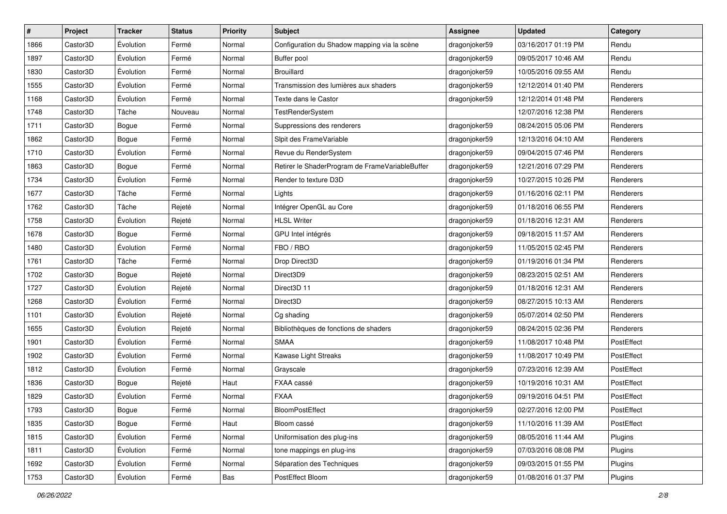| # | Project | Tracker | Status | Priority | Subject | Assignee | Updated | Category |
|---|---|---|---|---|---|---|---|---|
| 1866 | Castor3D | Évolution | Fermé | Normal | Configuration du Shadow mapping via la scène | dragonjoker59 | 03/16/2017 01:19 PM | Rendu |
| 1897 | Castor3D | Évolution | Fermé | Normal | Buffer pool | dragonjoker59 | 09/05/2017 10:46 AM | Rendu |
| 1830 | Castor3D | Évolution | Fermé | Normal | Brouillard | dragonjoker59 | 10/05/2016 09:55 AM | Rendu |
| 1555 | Castor3D | Évolution | Fermé | Normal | Transmission des lumières aux shaders | dragonjoker59 | 12/12/2014 01:40 PM | Renderers |
| 1168 | Castor3D | Évolution | Fermé | Normal | Texte dans le Castor | dragonjoker59 | 12/12/2014 01:48 PM | Renderers |
| 1748 | Castor3D | Tâche | Nouveau | Normal | TestRenderSystem | | 12/07/2016 12:38 PM | Renderers |
| 1711 | Castor3D | Bogue | Fermé | Normal | Suppressions des renderers | dragonjoker59 | 08/24/2015 05:06 PM | Renderers |
| 1862 | Castor3D | Bogue | Fermé | Normal | Slpit des FrameVariable | dragonjoker59 | 12/13/2016 04:10 AM | Renderers |
| 1710 | Castor3D | Évolution | Fermé | Normal | Revue du RenderSystem | dragonjoker59 | 09/04/2015 07:46 PM | Renderers |
| 1863 | Castor3D | Bogue | Fermé | Normal | Retirer le ShaderProgram de FrameVariableBuffer | dragonjoker59 | 12/21/2016 07:29 PM | Renderers |
| 1734 | Castor3D | Évolution | Fermé | Normal | Render to texture D3D | dragonjoker59 | 10/27/2015 10:26 PM | Renderers |
| 1677 | Castor3D | Tâche | Fermé | Normal | Lights | dragonjoker59 | 01/16/2016 02:11 PM | Renderers |
| 1762 | Castor3D | Tâche | Rejeté | Normal | Intégrer OpenGL au Core | dragonjoker59 | 01/18/2016 06:55 PM | Renderers |
| 1758 | Castor3D | Évolution | Rejeté | Normal | HLSL Writer | dragonjoker59 | 01/18/2016 12:31 AM | Renderers |
| 1678 | Castor3D | Bogue | Fermé | Normal | GPU Intel intégrés | dragonjoker59 | 09/18/2015 11:57 AM | Renderers |
| 1480 | Castor3D | Évolution | Fermé | Normal | FBO / RBO | dragonjoker59 | 11/05/2015 02:45 PM | Renderers |
| 1761 | Castor3D | Tâche | Fermé | Normal | Drop Direct3D | dragonjoker59 | 01/19/2016 01:34 PM | Renderers |
| 1702 | Castor3D | Bogue | Rejeté | Normal | Direct3D9 | dragonjoker59 | 08/23/2015 02:51 AM | Renderers |
| 1727 | Castor3D | Évolution | Rejeté | Normal | Direct3D 11 | dragonjoker59 | 01/18/2016 12:31 AM | Renderers |
| 1268 | Castor3D | Évolution | Fermé | Normal | Direct3D | dragonjoker59 | 08/27/2015 10:13 AM | Renderers |
| 1101 | Castor3D | Évolution | Rejeté | Normal | Cg shading | dragonjoker59 | 05/07/2014 02:50 PM | Renderers |
| 1655 | Castor3D | Évolution | Rejeté | Normal | Bibliothèques de fonctions de shaders | dragonjoker59 | 08/24/2015 02:36 PM | Renderers |
| 1901 | Castor3D | Évolution | Fermé | Normal | SMAA | dragonjoker59 | 11/08/2017 10:48 PM | PostEffect |
| 1902 | Castor3D | Évolution | Fermé | Normal | Kawase Light Streaks | dragonjoker59 | 11/08/2017 10:49 PM | PostEffect |
| 1812 | Castor3D | Évolution | Fermé | Normal | Grayscale | dragonjoker59 | 07/23/2016 12:39 AM | PostEffect |
| 1836 | Castor3D | Bogue | Rejeté | Haut | FXAA cassé | dragonjoker59 | 10/19/2016 10:31 AM | PostEffect |
| 1829 | Castor3D | Évolution | Fermé | Normal | FXAA | dragonjoker59 | 09/19/2016 04:51 PM | PostEffect |
| 1793 | Castor3D | Bogue | Fermé | Normal | BloomPostEffect | dragonjoker59 | 02/27/2016 12:00 PM | PostEffect |
| 1835 | Castor3D | Bogue | Fermé | Haut | Bloom cassé | dragonjoker59 | 11/10/2016 11:39 AM | PostEffect |
| 1815 | Castor3D | Évolution | Fermé | Normal | Uniformisation des plug-ins | dragonjoker59 | 08/05/2016 11:44 AM | Plugins |
| 1811 | Castor3D | Évolution | Fermé | Normal | tone mappings en plug-ins | dragonjoker59 | 07/03/2016 08:08 PM | Plugins |
| 1692 | Castor3D | Évolution | Fermé | Normal | Séparation des Techniques | dragonjoker59 | 09/03/2015 01:55 PM | Plugins |
| 1753 | Castor3D | Évolution | Fermé | Bas | PostEffect Bloom | dragonjoker59 | 01/08/2016 01:37 PM | Plugins |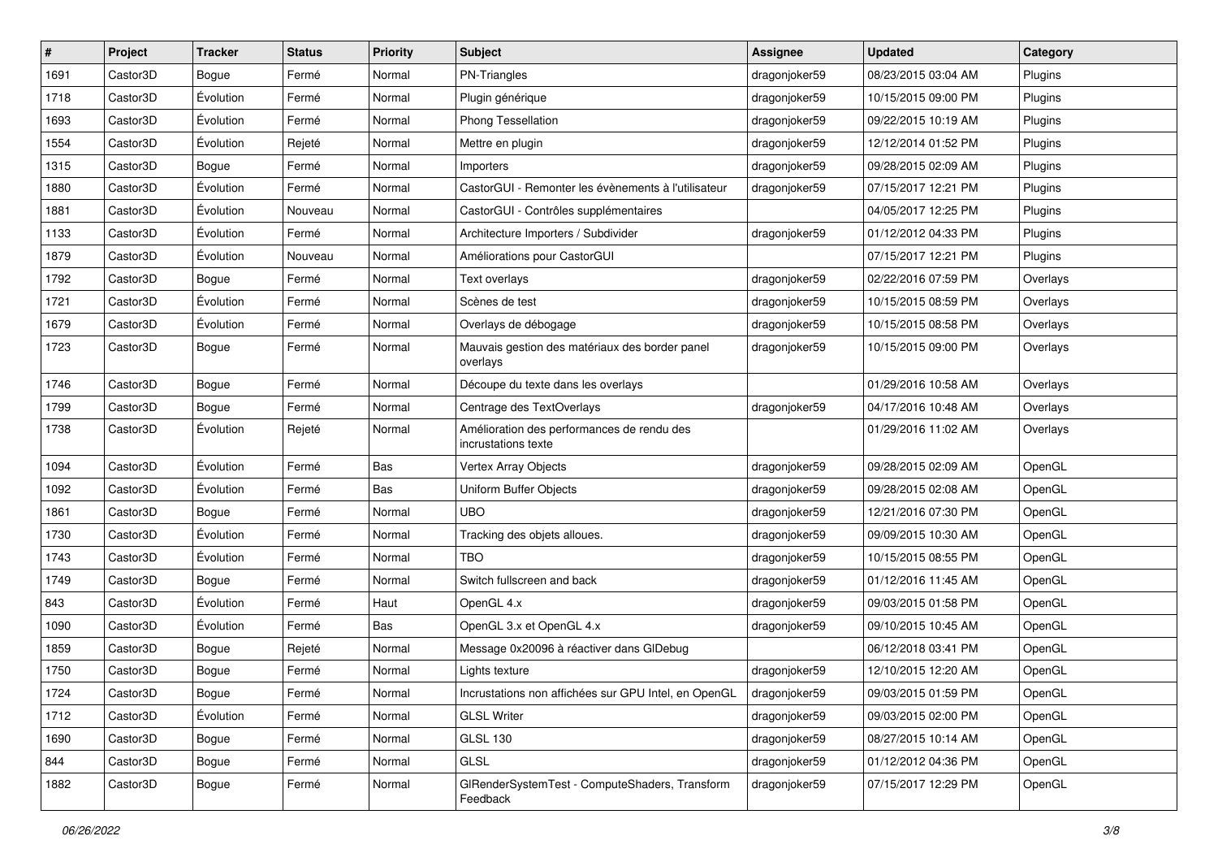| # | Project | Tracker | Status | Priority | Subject | Assignee | Updated | Category |
|---|---|---|---|---|---|---|---|---|
| 1691 | Castor3D | Bogue | Fermé | Normal | PN-Triangles | dragonjoker59 | 08/23/2015 03:04 AM | Plugins |
| 1718 | Castor3D | Évolution | Fermé | Normal | Plugin générique | dragonjoker59 | 10/15/2015 09:00 PM | Plugins |
| 1693 | Castor3D | Évolution | Fermé | Normal | Phong Tessellation | dragonjoker59 | 09/22/2015 10:19 AM | Plugins |
| 1554 | Castor3D | Évolution | Rejeté | Normal | Mettre en plugin | dragonjoker59 | 12/12/2014 01:52 PM | Plugins |
| 1315 | Castor3D | Bogue | Fermé | Normal | Importers | dragonjoker59 | 09/28/2015 02:09 AM | Plugins |
| 1880 | Castor3D | Évolution | Fermé | Normal | CastorGUI - Remonter les évènements à l'utilisateur | dragonjoker59 | 07/15/2017 12:21 PM | Plugins |
| 1881 | Castor3D | Évolution | Nouveau | Normal | CastorGUI - Contrôles supplémentaires | | 04/05/2017 12:25 PM | Plugins |
| 1133 | Castor3D | Évolution | Fermé | Normal | Architecture Importers / Subdivider | dragonjoker59 | 01/12/2012 04:33 PM | Plugins |
| 1879 | Castor3D | Évolution | Nouveau | Normal | Améliorations pour CastorGUI | | 07/15/2017 12:21 PM | Plugins |
| 1792 | Castor3D | Bogue | Fermé | Normal | Text overlays | dragonjoker59 | 02/22/2016 07:59 PM | Overlays |
| 1721 | Castor3D | Évolution | Fermé | Normal | Scènes de test | dragonjoker59 | 10/15/2015 08:59 PM | Overlays |
| 1679 | Castor3D | Évolution | Fermé | Normal | Overlays de débogage | dragonjoker59 | 10/15/2015 08:58 PM | Overlays |
| 1723 | Castor3D | Bogue | Fermé | Normal | Mauvais gestion des matériaux des border panel overlays | dragonjoker59 | 10/15/2015 09:00 PM | Overlays |
| 1746 | Castor3D | Bogue | Fermé | Normal | Découpe du texte dans les overlays | | 01/29/2016 10:58 AM | Overlays |
| 1799 | Castor3D | Bogue | Fermé | Normal | Centrage des TextOverlays | dragonjoker59 | 04/17/2016 10:48 AM | Overlays |
| 1738 | Castor3D | Évolution | Rejeté | Normal | Amélioration des performances de rendu des incrustations texte | | 01/29/2016 11:02 AM | Overlays |
| 1094 | Castor3D | Évolution | Fermé | Bas | Vertex Array Objects | dragonjoker59 | 09/28/2015 02:09 AM | OpenGL |
| 1092 | Castor3D | Évolution | Fermé | Bas | Uniform Buffer Objects | dragonjoker59 | 09/28/2015 02:08 AM | OpenGL |
| 1861 | Castor3D | Bogue | Fermé | Normal | UBO | dragonjoker59 | 12/21/2016 07:30 PM | OpenGL |
| 1730 | Castor3D | Évolution | Fermé | Normal | Tracking des objets alloues. | dragonjoker59 | 09/09/2015 10:30 AM | OpenGL |
| 1743 | Castor3D | Évolution | Fermé | Normal | TBO | dragonjoker59 | 10/15/2015 08:55 PM | OpenGL |
| 1749 | Castor3D | Bogue | Fermé | Normal | Switch fullscreen and back | dragonjoker59 | 01/12/2016 11:45 AM | OpenGL |
| 843 | Castor3D | Évolution | Fermé | Haut | OpenGL 4.x | dragonjoker59 | 09/03/2015 01:58 PM | OpenGL |
| 1090 | Castor3D | Évolution | Fermé | Bas | OpenGL 3.x et OpenGL 4.x | dragonjoker59 | 09/10/2015 10:45 AM | OpenGL |
| 1859 | Castor3D | Bogue | Rejeté | Normal | Message 0x20096 à réactiver dans GlDebug | | 06/12/2018 03:41 PM | OpenGL |
| 1750 | Castor3D | Bogue | Fermé | Normal | Lights texture | dragonjoker59 | 12/10/2015 12:20 AM | OpenGL |
| 1724 | Castor3D | Bogue | Fermé | Normal | Incrustations non affichées sur GPU Intel, en OpenGL | dragonjoker59 | 09/03/2015 01:59 PM | OpenGL |
| 1712 | Castor3D | Évolution | Fermé | Normal | GLSL Writer | dragonjoker59 | 09/03/2015 02:00 PM | OpenGL |
| 1690 | Castor3D | Bogue | Fermé | Normal | GLSL 130 | dragonjoker59 | 08/27/2015 10:14 AM | OpenGL |
| 844 | Castor3D | Bogue | Fermé | Normal | GLSL | dragonjoker59 | 01/12/2012 04:36 PM | OpenGL |
| 1882 | Castor3D | Bogue | Fermé | Normal | GlRenderSystemTest - ComputeShaders, Transform Feedback | dragonjoker59 | 07/15/2017 12:29 PM | OpenGL |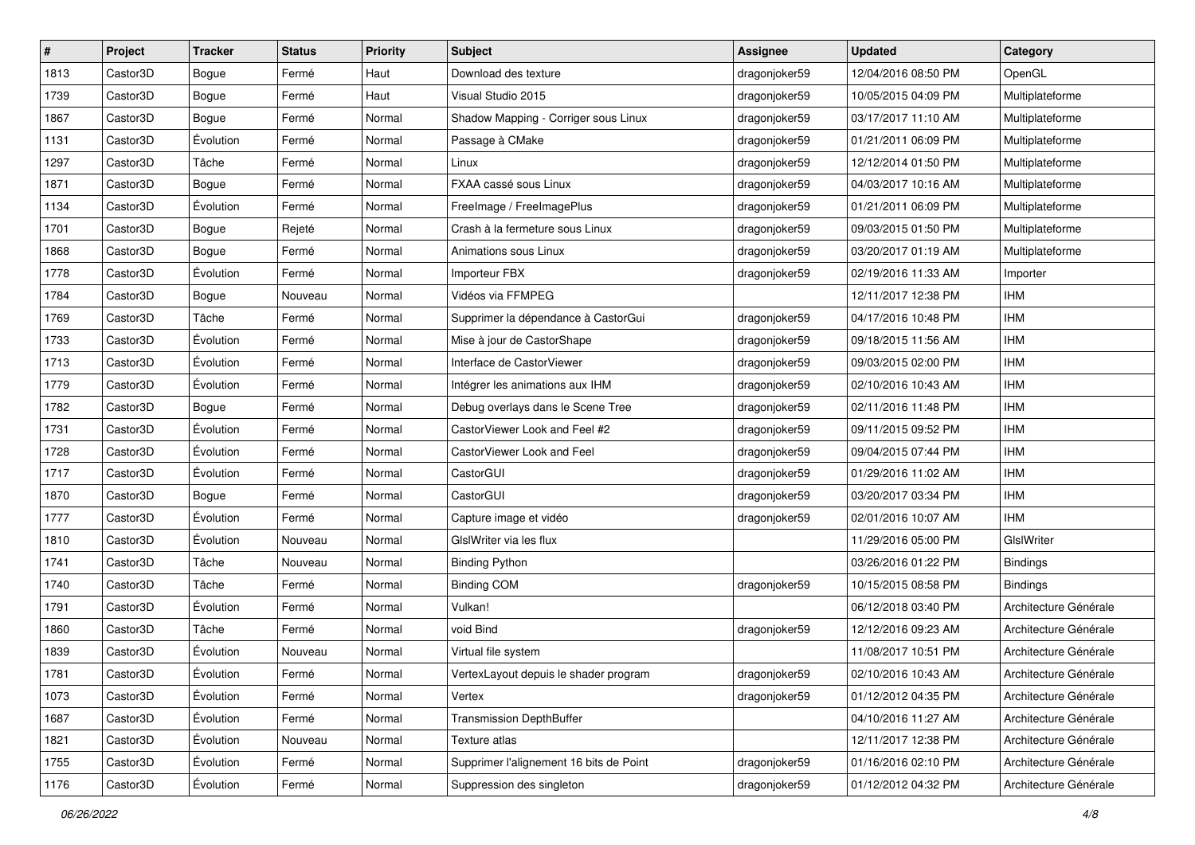| # | Project | Tracker | Status | Priority | Subject | Assignee | Updated | Category |
|---|---|---|---|---|---|---|---|---|
| 1813 | Castor3D | Bogue | Fermé | Haut | Download des texture | dragonjoker59 | 12/04/2016 08:50 PM | OpenGL |
| 1739 | Castor3D | Bogue | Fermé | Haut | Visual Studio 2015 | dragonjoker59 | 10/05/2015 04:09 PM | Multiplateforme |
| 1867 | Castor3D | Bogue | Fermé | Normal | Shadow Mapping - Corriger sous Linux | dragonjoker59 | 03/17/2017 11:10 AM | Multiplateforme |
| 1131 | Castor3D | Évolution | Fermé | Normal | Passage à CMake | dragonjoker59 | 01/21/2011 06:09 PM | Multiplateforme |
| 1297 | Castor3D | Tâche | Fermé | Normal | Linux | dragonjoker59 | 12/12/2014 01:50 PM | Multiplateforme |
| 1871 | Castor3D | Bogue | Fermé | Normal | FXAA cassé sous Linux | dragonjoker59 | 04/03/2017 10:16 AM | Multiplateforme |
| 1134 | Castor3D | Évolution | Fermé | Normal | FreeImage / FreeImagePlus | dragonjoker59 | 01/21/2011 06:09 PM | Multiplateforme |
| 1701 | Castor3D | Bogue | Rejeté | Normal | Crash à la fermeture sous Linux | dragonjoker59 | 09/03/2015 01:50 PM | Multiplateforme |
| 1868 | Castor3D | Bogue | Fermé | Normal | Animations sous Linux | dragonjoker59 | 03/20/2017 01:19 AM | Multiplateforme |
| 1778 | Castor3D | Évolution | Fermé | Normal | Importeur FBX | dragonjoker59 | 02/19/2016 11:33 AM | Importer |
| 1784 | Castor3D | Bogue | Nouveau | Normal | Vidéos via FFMPEG | | 12/11/2017 12:38 PM | IHM |
| 1769 | Castor3D | Tâche | Fermé | Normal | Supprimer la dépendance à CastorGui | dragonjoker59 | 04/17/2016 10:48 PM | IHM |
| 1733 | Castor3D | Évolution | Fermé | Normal | Mise à jour de CastorShape | dragonjoker59 | 09/18/2015 11:56 AM | IHM |
| 1713 | Castor3D | Évolution | Fermé | Normal | Interface de CastorViewer | dragonjoker59 | 09/03/2015 02:00 PM | IHM |
| 1779 | Castor3D | Évolution | Fermé | Normal | Intégrer les animations aux IHM | dragonjoker59 | 02/10/2016 10:43 AM | IHM |
| 1782 | Castor3D | Bogue | Fermé | Normal | Debug overlays dans le Scene Tree | dragonjoker59 | 02/11/2016 11:48 PM | IHM |
| 1731 | Castor3D | Évolution | Fermé | Normal | CastorViewer Look and Feel #2 | dragonjoker59 | 09/11/2015 09:52 PM | IHM |
| 1728 | Castor3D | Évolution | Fermé | Normal | CastorViewer Look and Feel | dragonjoker59 | 09/04/2015 07:44 PM | IHM |
| 1717 | Castor3D | Évolution | Fermé | Normal | CastorGUI | dragonjoker59 | 01/29/2016 11:02 AM | IHM |
| 1870 | Castor3D | Bogue | Fermé | Normal | CastorGUI | dragonjoker59 | 03/20/2017 03:34 PM | IHM |
| 1777 | Castor3D | Évolution | Fermé | Normal | Capture image et vidéo | dragonjoker59 | 02/01/2016 10:07 AM | IHM |
| 1810 | Castor3D | Évolution | Nouveau | Normal | GlslWriter via les flux | | 11/29/2016 05:00 PM | GlslWriter |
| 1741 | Castor3D | Tâche | Nouveau | Normal | Binding Python | | 03/26/2016 01:22 PM | Bindings |
| 1740 | Castor3D | Tâche | Fermé | Normal | Binding COM | dragonjoker59 | 10/15/2015 08:58 PM | Bindings |
| 1791 | Castor3D | Évolution | Fermé | Normal | Vulkan! | | 06/12/2018 03:40 PM | Architecture Générale |
| 1860 | Castor3D | Tâche | Fermé | Normal | void Bind | dragonjoker59 | 12/12/2016 09:23 AM | Architecture Générale |
| 1839 | Castor3D | Évolution | Nouveau | Normal | Virtual file system | | 11/08/2017 10:51 PM | Architecture Générale |
| 1781 | Castor3D | Évolution | Fermé | Normal | VertexLayout depuis le shader program | dragonjoker59 | 02/10/2016 10:43 AM | Architecture Générale |
| 1073 | Castor3D | Évolution | Fermé | Normal | Vertex | dragonjoker59 | 01/12/2012 04:35 PM | Architecture Générale |
| 1687 | Castor3D | Évolution | Fermé | Normal | Transmission DepthBuffer | | 04/10/2016 11:27 AM | Architecture Générale |
| 1821 | Castor3D | Évolution | Nouveau | Normal | Texture atlas | | 12/11/2017 12:38 PM | Architecture Générale |
| 1755 | Castor3D | Évolution | Fermé | Normal | Supprimer l'alignement 16 bits de Point | dragonjoker59 | 01/16/2016 02:10 PM | Architecture Générale |
| 1176 | Castor3D | Évolution | Fermé | Normal | Suppression des singleton | dragonjoker59 | 01/12/2012 04:32 PM | Architecture Générale |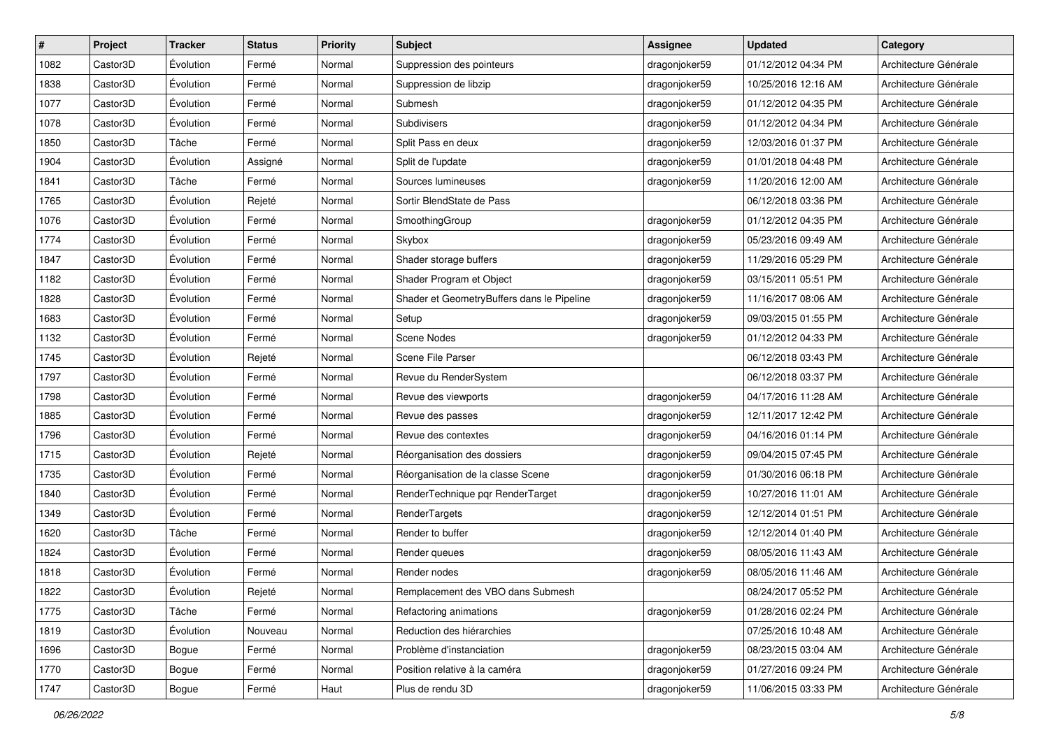| # | Project | Tracker | Status | Priority | Subject | Assignee | Updated | Category |
|---|---|---|---|---|---|---|---|---|
| 1082 | Castor3D | Évolution | Fermé | Normal | Suppression des pointeurs | dragonjoker59 | 01/12/2012 04:34 PM | Architecture Générale |
| 1838 | Castor3D | Évolution | Fermé | Normal | Suppression de libzip | dragonjoker59 | 10/25/2016 12:16 AM | Architecture Générale |
| 1077 | Castor3D | Évolution | Fermé | Normal | Submesh | dragonjoker59 | 01/12/2012 04:35 PM | Architecture Générale |
| 1078 | Castor3D | Évolution | Fermé | Normal | Subdivisers | dragonjoker59 | 01/12/2012 04:34 PM | Architecture Générale |
| 1850 | Castor3D | Tâche | Fermé | Normal | Split Pass en deux | dragonjoker59 | 12/03/2016 01:37 PM | Architecture Générale |
| 1904 | Castor3D | Évolution | Assigné | Normal | Split de l'update | dragonjoker59 | 01/01/2018 04:48 PM | Architecture Générale |
| 1841 | Castor3D | Tâche | Fermé | Normal | Sources lumineuses | dragonjoker59 | 11/20/2016 12:00 AM | Architecture Générale |
| 1765 | Castor3D | Évolution | Rejeté | Normal | Sortir BlendState de Pass | | 06/12/2018 03:36 PM | Architecture Générale |
| 1076 | Castor3D | Évolution | Fermé | Normal | SmoothingGroup | dragonjoker59 | 01/12/2012 04:35 PM | Architecture Générale |
| 1774 | Castor3D | Évolution | Fermé | Normal | Skybox | dragonjoker59 | 05/23/2016 09:49 AM | Architecture Générale |
| 1847 | Castor3D | Évolution | Fermé | Normal | Shader storage buffers | dragonjoker59 | 11/29/2016 05:29 PM | Architecture Générale |
| 1182 | Castor3D | Évolution | Fermé | Normal | Shader Program et Object | dragonjoker59 | 03/15/2011 05:51 PM | Architecture Générale |
| 1828 | Castor3D | Évolution | Fermé | Normal | Shader et GeometryBuffers dans le Pipeline | dragonjoker59 | 11/16/2017 08:06 AM | Architecture Générale |
| 1683 | Castor3D | Évolution | Fermé | Normal | Setup | dragonjoker59 | 09/03/2015 01:55 PM | Architecture Générale |
| 1132 | Castor3D | Évolution | Fermé | Normal | Scene Nodes | dragonjoker59 | 01/12/2012 04:33 PM | Architecture Générale |
| 1745 | Castor3D | Évolution | Rejeté | Normal | Scene File Parser | | 06/12/2018 03:43 PM | Architecture Générale |
| 1797 | Castor3D | Évolution | Fermé | Normal | Revue du RenderSystem | | 06/12/2018 03:37 PM | Architecture Générale |
| 1798 | Castor3D | Évolution | Fermé | Normal | Revue des viewports | dragonjoker59 | 04/17/2016 11:28 AM | Architecture Générale |
| 1885 | Castor3D | Évolution | Fermé | Normal | Revue des passes | dragonjoker59 | 12/11/2017 12:42 PM | Architecture Générale |
| 1796 | Castor3D | Évolution | Fermé | Normal | Revue des contextes | dragonjoker59 | 04/16/2016 01:14 PM | Architecture Générale |
| 1715 | Castor3D | Évolution | Rejeté | Normal | Réorganisation des dossiers | dragonjoker59 | 09/04/2015 07:45 PM | Architecture Générale |
| 1735 | Castor3D | Évolution | Fermé | Normal | Réorganisation de la classe Scene | dragonjoker59 | 01/30/2016 06:18 PM | Architecture Générale |
| 1840 | Castor3D | Évolution | Fermé | Normal | RenderTechnique pqr RenderTarget | dragonjoker59 | 10/27/2016 11:01 AM | Architecture Générale |
| 1349 | Castor3D | Évolution | Fermé | Normal | RenderTargets | dragonjoker59 | 12/12/2014 01:51 PM | Architecture Générale |
| 1620 | Castor3D | Tâche | Fermé | Normal | Render to buffer | dragonjoker59 | 12/12/2014 01:40 PM | Architecture Générale |
| 1824 | Castor3D | Évolution | Fermé | Normal | Render queues | dragonjoker59 | 08/05/2016 11:43 AM | Architecture Générale |
| 1818 | Castor3D | Évolution | Fermé | Normal | Render nodes | dragonjoker59 | 08/05/2016 11:46 AM | Architecture Générale |
| 1822 | Castor3D | Évolution | Rejeté | Normal | Remplacement des VBO dans Submesh | | 08/24/2017 05:52 PM | Architecture Générale |
| 1775 | Castor3D | Tâche | Fermé | Normal | Refactoring animations | dragonjoker59 | 01/28/2016 02:24 PM | Architecture Générale |
| 1819 | Castor3D | Évolution | Nouveau | Normal | Reduction des hiérarchies | | 07/25/2016 10:48 AM | Architecture Générale |
| 1696 | Castor3D | Bogue | Fermé | Normal | Problème d'instanciation | dragonjoker59 | 08/23/2015 03:04 AM | Architecture Générale |
| 1770 | Castor3D | Bogue | Fermé | Normal | Position relative à la caméra | dragonjoker59 | 01/27/2016 09:24 PM | Architecture Générale |
| 1747 | Castor3D | Bogue | Fermé | Haut | Plus de rendu 3D | dragonjoker59 | 11/06/2015 03:33 PM | Architecture Générale |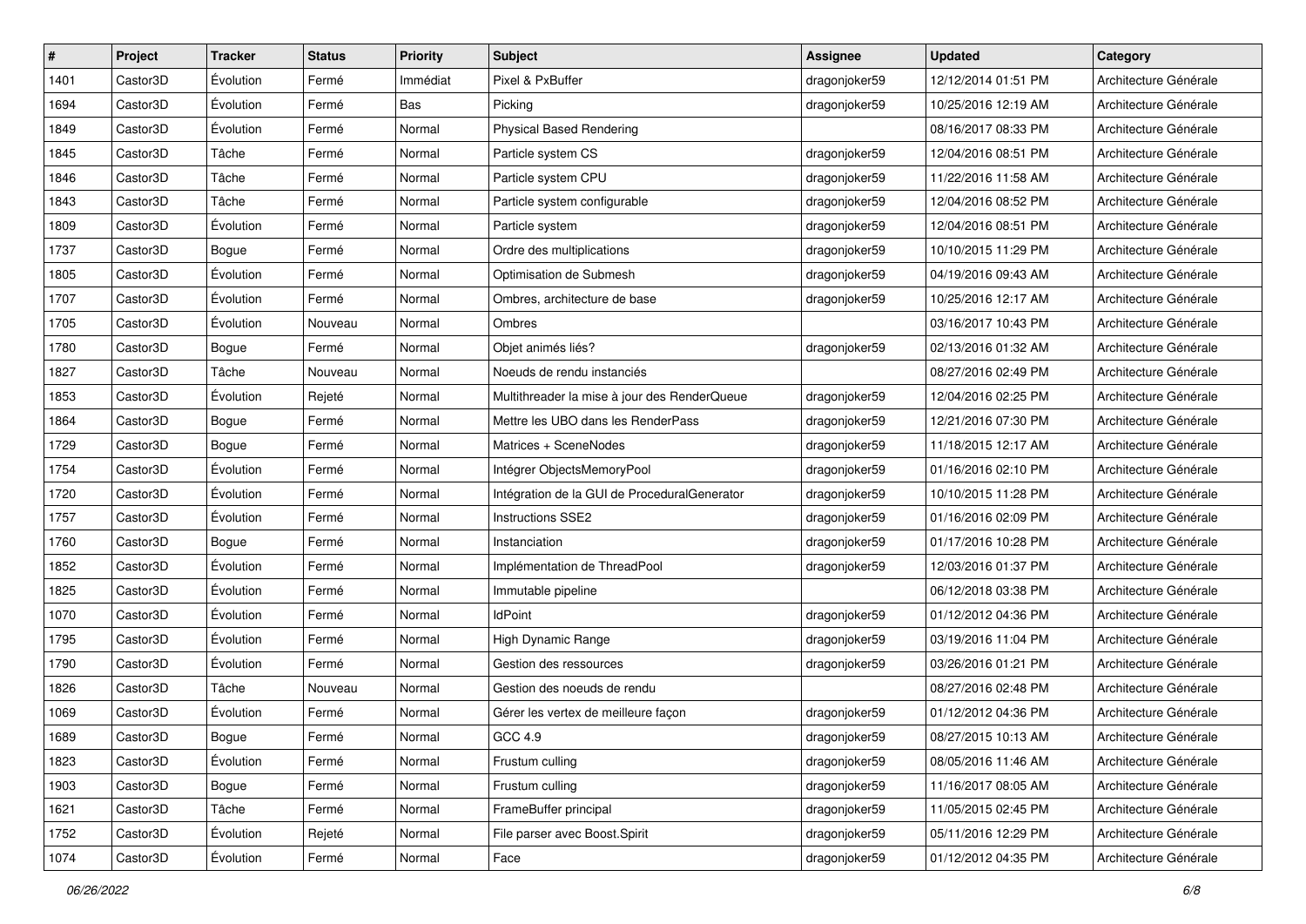| # | Project | Tracker | Status | Priority | Subject | Assignee | Updated | Category |
|---|---|---|---|---|---|---|---|---|
| 1401 | Castor3D | Évolution | Fermé | Immédiat | Pixel & PxBuffer | dragonjoker59 | 12/12/2014 01:51 PM | Architecture Générale |
| 1694 | Castor3D | Évolution | Fermé | Bas | Picking | dragonjoker59 | 10/25/2016 12:19 AM | Architecture Générale |
| 1849 | Castor3D | Évolution | Fermé | Normal | Physical Based Rendering | | 08/16/2017 08:33 PM | Architecture Générale |
| 1845 | Castor3D | Tâche | Fermé | Normal | Particle system CS | dragonjoker59 | 12/04/2016 08:51 PM | Architecture Générale |
| 1846 | Castor3D | Tâche | Fermé | Normal | Particle system CPU | dragonjoker59 | 11/22/2016 11:58 AM | Architecture Générale |
| 1843 | Castor3D | Tâche | Fermé | Normal | Particle system configurable | dragonjoker59 | 12/04/2016 08:52 PM | Architecture Générale |
| 1809 | Castor3D | Évolution | Fermé | Normal | Particle system | dragonjoker59 | 12/04/2016 08:51 PM | Architecture Générale |
| 1737 | Castor3D | Bogue | Fermé | Normal | Ordre des multiplications | dragonjoker59 | 10/10/2015 11:29 PM | Architecture Générale |
| 1805 | Castor3D | Évolution | Fermé | Normal | Optimisation de Submesh | dragonjoker59 | 04/19/2016 09:43 AM | Architecture Générale |
| 1707 | Castor3D | Évolution | Fermé | Normal | Ombres, architecture de base | dragonjoker59 | 10/25/2016 12:17 AM | Architecture Générale |
| 1705 | Castor3D | Évolution | Nouveau | Normal | Ombres | | 03/16/2017 10:43 PM | Architecture Générale |
| 1780 | Castor3D | Bogue | Fermé | Normal | Objet animés liés? | dragonjoker59 | 02/13/2016 01:32 AM | Architecture Générale |
| 1827 | Castor3D | Tâche | Nouveau | Normal | Noeuds de rendu instanciés | | 08/27/2016 02:49 PM | Architecture Générale |
| 1853 | Castor3D | Évolution | Rejeté | Normal | Multithreader la mise à jour des RenderQueue | dragonjoker59 | 12/04/2016 02:25 PM | Architecture Générale |
| 1864 | Castor3D | Bogue | Fermé | Normal | Mettre les UBO dans les RenderPass | dragonjoker59 | 12/21/2016 07:30 PM | Architecture Générale |
| 1729 | Castor3D | Bogue | Fermé | Normal | Matrices + SceneNodes | dragonjoker59 | 11/18/2015 12:17 AM | Architecture Générale |
| 1754 | Castor3D | Évolution | Fermé | Normal | Intégrer ObjectsMemoryPool | dragonjoker59 | 01/16/2016 02:10 PM | Architecture Générale |
| 1720 | Castor3D | Évolution | Fermé | Normal | Intégration de la GUI de ProceduralGenerator | dragonjoker59 | 10/10/2015 11:28 PM | Architecture Générale |
| 1757 | Castor3D | Évolution | Fermé | Normal | Instructions SSE2 | dragonjoker59 | 01/16/2016 02:09 PM | Architecture Générale |
| 1760 | Castor3D | Bogue | Fermé | Normal | Instanciation | dragonjoker59 | 01/17/2016 10:28 PM | Architecture Générale |
| 1852 | Castor3D | Évolution | Fermé | Normal | Implémentation de ThreadPool | dragonjoker59 | 12/03/2016 01:37 PM | Architecture Générale |
| 1825 | Castor3D | Évolution | Fermé | Normal | Immutable pipeline | | 06/12/2018 03:38 PM | Architecture Générale |
| 1070 | Castor3D | Évolution | Fermé | Normal | IdPoint | dragonjoker59 | 01/12/2012 04:36 PM | Architecture Générale |
| 1795 | Castor3D | Évolution | Fermé | Normal | High Dynamic Range | dragonjoker59 | 03/19/2016 11:04 PM | Architecture Générale |
| 1790 | Castor3D | Évolution | Fermé | Normal | Gestion des ressources | dragonjoker59 | 03/26/2016 01:21 PM | Architecture Générale |
| 1826 | Castor3D | Tâche | Nouveau | Normal | Gestion des noeuds de rendu | | 08/27/2016 02:48 PM | Architecture Générale |
| 1069 | Castor3D | Évolution | Fermé | Normal | Gérer les vertex de meilleure façon | dragonjoker59 | 01/12/2012 04:36 PM | Architecture Générale |
| 1689 | Castor3D | Bogue | Fermé | Normal | GCC 4.9 | dragonjoker59 | 08/27/2015 10:13 AM | Architecture Générale |
| 1823 | Castor3D | Évolution | Fermé | Normal | Frustum culling | dragonjoker59 | 08/05/2016 11:46 AM | Architecture Générale |
| 1903 | Castor3D | Bogue | Fermé | Normal | Frustum culling | dragonjoker59 | 11/16/2017 08:05 AM | Architecture Générale |
| 1621 | Castor3D | Tâche | Fermé | Normal | FrameBuffer principal | dragonjoker59 | 11/05/2015 02:45 PM | Architecture Générale |
| 1752 | Castor3D | Évolution | Rejeté | Normal | File parser avec Boost.Spirit | dragonjoker59 | 05/11/2016 12:29 PM | Architecture Générale |
| 1074 | Castor3D | Évolution | Fermé | Normal | Face | dragonjoker59 | 01/12/2012 04:35 PM | Architecture Générale |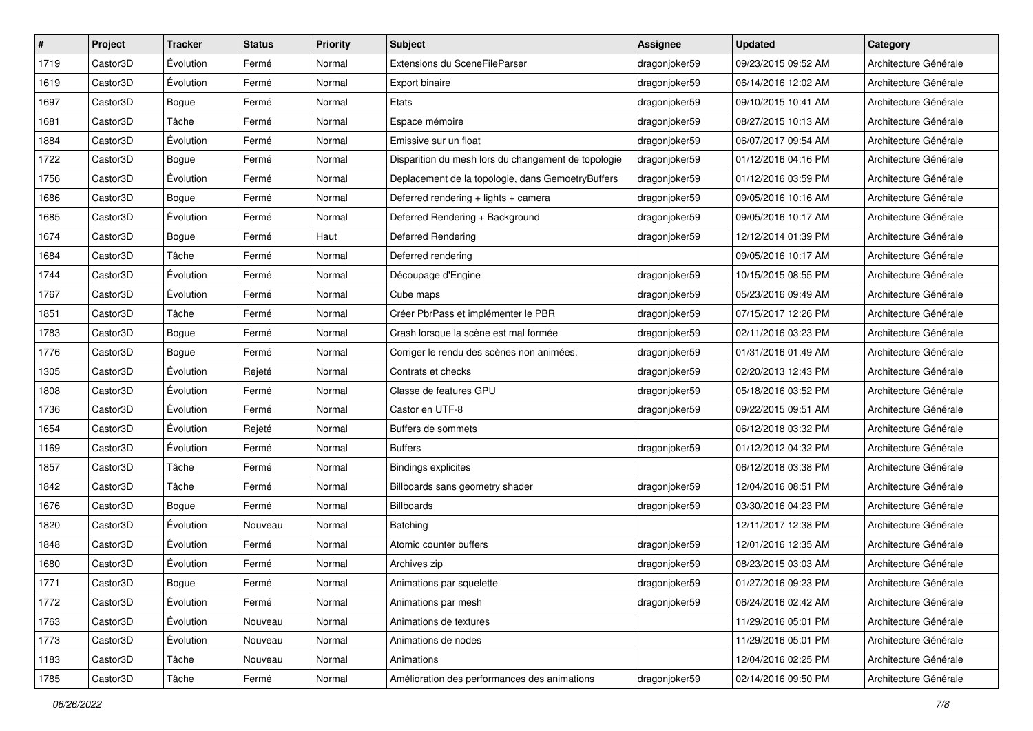| # | Project | Tracker | Status | Priority | Subject | Assignee | Updated | Category |
|---|---|---|---|---|---|---|---|---|
| 1719 | Castor3D | Évolution | Fermé | Normal | Extensions du SceneFileParser | dragonjoker59 | 09/23/2015 09:52 AM | Architecture Générale |
| 1619 | Castor3D | Évolution | Fermé | Normal | Export binaire | dragonjoker59 | 06/14/2016 12:02 AM | Architecture Générale |
| 1697 | Castor3D | Bogue | Fermé | Normal | Etats | dragonjoker59 | 09/10/2015 10:41 AM | Architecture Générale |
| 1681 | Castor3D | Tâche | Fermé | Normal | Espace mémoire | dragonjoker59 | 08/27/2015 10:13 AM | Architecture Générale |
| 1884 | Castor3D | Évolution | Fermé | Normal | Emissive sur un float | dragonjoker59 | 06/07/2017 09:54 AM | Architecture Générale |
| 1722 | Castor3D | Bogue | Fermé | Normal | Disparition du mesh lors du changement de topologie | dragonjoker59 | 01/12/2016 04:16 PM | Architecture Générale |
| 1756 | Castor3D | Évolution | Fermé | Normal | Deplacement de la topologie, dans GemoetryBuffers | dragonjoker59 | 01/12/2016 03:59 PM | Architecture Générale |
| 1686 | Castor3D | Bogue | Fermé | Normal | Deferred rendering + lights + camera | dragonjoker59 | 09/05/2016 10:16 AM | Architecture Générale |
| 1685 | Castor3D | Évolution | Fermé | Normal | Deferred Rendering + Background | dragonjoker59 | 09/05/2016 10:17 AM | Architecture Générale |
| 1674 | Castor3D | Bogue | Fermé | Haut | Deferred Rendering | dragonjoker59 | 12/12/2014 01:39 PM | Architecture Générale |
| 1684 | Castor3D | Tâche | Fermé | Normal | Deferred rendering | | 09/05/2016 10:17 AM | Architecture Générale |
| 1744 | Castor3D | Évolution | Fermé | Normal | Découpage d'Engine | dragonjoker59 | 10/15/2015 08:55 PM | Architecture Générale |
| 1767 | Castor3D | Évolution | Fermé | Normal | Cube maps | dragonjoker59 | 05/23/2016 09:49 AM | Architecture Générale |
| 1851 | Castor3D | Tâche | Fermé | Normal | Créer PbrPass et implémenter le PBR | dragonjoker59 | 07/15/2017 12:26 PM | Architecture Générale |
| 1783 | Castor3D | Bogue | Fermé | Normal | Crash lorsque la scène est mal formée | dragonjoker59 | 02/11/2016 03:23 PM | Architecture Générale |
| 1776 | Castor3D | Bogue | Fermé | Normal | Corriger le rendu des scènes non animées. | dragonjoker59 | 01/31/2016 01:49 AM | Architecture Générale |
| 1305 | Castor3D | Évolution | Rejeté | Normal | Contrats et checks | dragonjoker59 | 02/20/2013 12:43 PM | Architecture Générale |
| 1808 | Castor3D | Évolution | Fermé | Normal | Classe de features GPU | dragonjoker59 | 05/18/2016 03:52 PM | Architecture Générale |
| 1736 | Castor3D | Évolution | Fermé | Normal | Castor en UTF-8 | dragonjoker59 | 09/22/2015 09:51 AM | Architecture Générale |
| 1654 | Castor3D | Évolution | Rejeté | Normal | Buffers de sommets | | 06/12/2018 03:32 PM | Architecture Générale |
| 1169 | Castor3D | Évolution | Fermé | Normal | Buffers | dragonjoker59 | 01/12/2012 04:32 PM | Architecture Générale |
| 1857 | Castor3D | Tâche | Fermé | Normal | Bindings explicites | | 06/12/2018 03:38 PM | Architecture Générale |
| 1842 | Castor3D | Tâche | Fermé | Normal | Billboards sans geometry shader | dragonjoker59 | 12/04/2016 08:51 PM | Architecture Générale |
| 1676 | Castor3D | Bogue | Fermé | Normal | Billboards | dragonjoker59 | 03/30/2016 04:23 PM | Architecture Générale |
| 1820 | Castor3D | Évolution | Nouveau | Normal | Batching | | 12/11/2017 12:38 PM | Architecture Générale |
| 1848 | Castor3D | Évolution | Fermé | Normal | Atomic counter buffers | dragonjoker59 | 12/01/2016 12:35 AM | Architecture Générale |
| 1680 | Castor3D | Évolution | Fermé | Normal | Archives zip | dragonjoker59 | 08/23/2015 03:03 AM | Architecture Générale |
| 1771 | Castor3D | Bogue | Fermé | Normal | Animations par squelette | dragonjoker59 | 01/27/2016 09:23 PM | Architecture Générale |
| 1772 | Castor3D | Évolution | Fermé | Normal | Animations par mesh | dragonjoker59 | 06/24/2016 02:42 AM | Architecture Générale |
| 1763 | Castor3D | Évolution | Nouveau | Normal | Animations de textures | | 11/29/2016 05:01 PM | Architecture Générale |
| 1773 | Castor3D | Évolution | Nouveau | Normal | Animations de nodes | | 11/29/2016 05:01 PM | Architecture Générale |
| 1183 | Castor3D | Tâche | Nouveau | Normal | Animations | | 12/04/2016 02:25 PM | Architecture Générale |
| 1785 | Castor3D | Tâche | Fermé | Normal | Amélioration des performances des animations | dragonjoker59 | 02/14/2016 09:50 PM | Architecture Générale |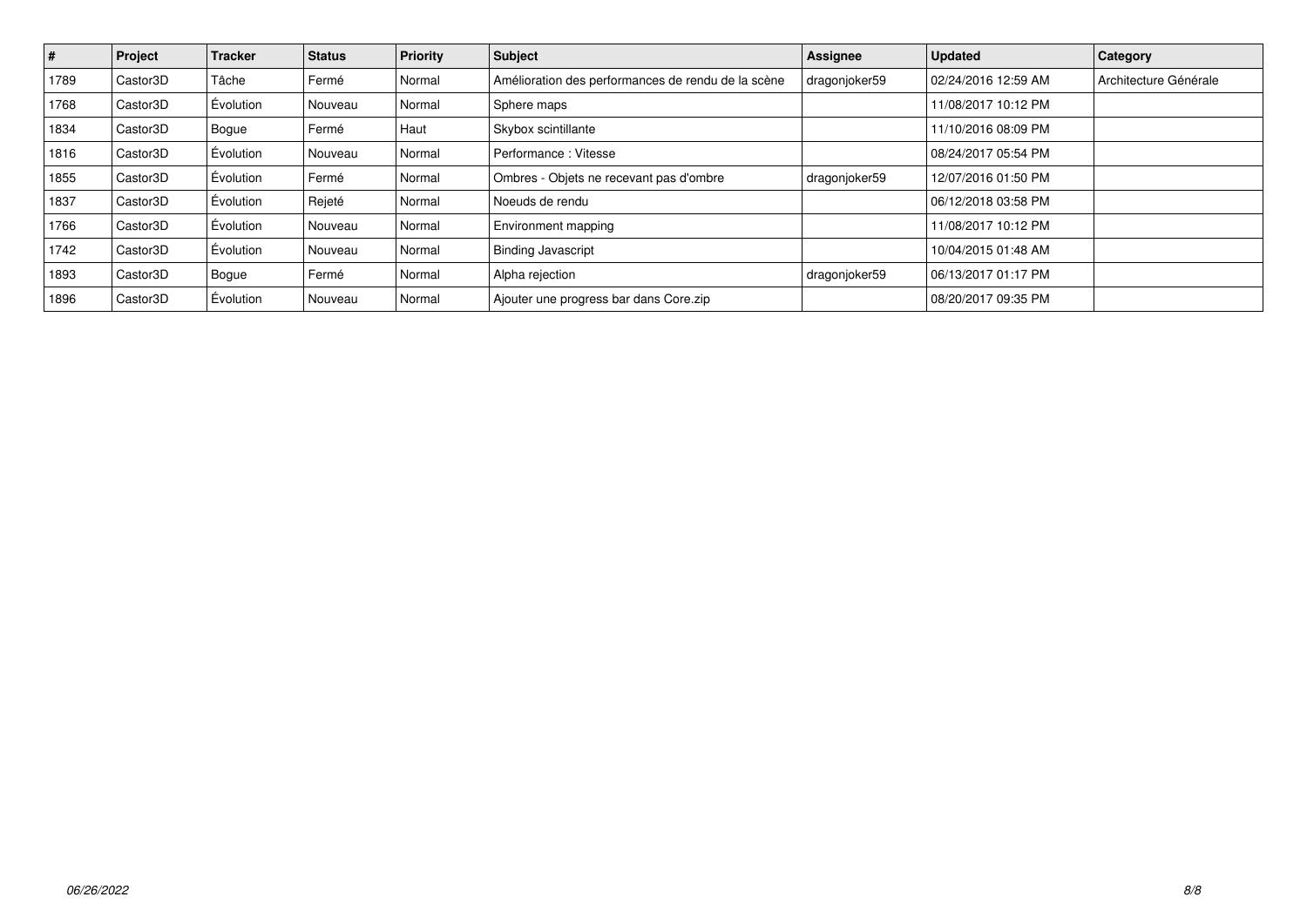| # | Project | Tracker | Status | Priority | Subject | Assignee | Updated | Category |
|---|---|---|---|---|---|---|---|---|
| 1789 | Castor3D | Tâche | Fermé | Normal | Amélioration des performances de rendu de la scène | dragonjoker59 | 02/24/2016 12:59 AM | Architecture Générale |
| 1768 | Castor3D | Évolution | Nouveau | Normal | Sphere maps | | 11/08/2017 10:12 PM | |
| 1834 | Castor3D | Bogue | Fermé | Haut | Skybox scintillante | | 11/10/2016 08:09 PM | |
| 1816 | Castor3D | Évolution | Nouveau | Normal | Performance : Vitesse | | 08/24/2017 05:54 PM | |
| 1855 | Castor3D | Évolution | Fermé | Normal | Ombres - Objets ne recevant pas d'ombre | dragonjoker59 | 12/07/2016 01:50 PM | |
| 1837 | Castor3D | Évolution | Rejeté | Normal | Noeuds de rendu | | 06/12/2018 03:58 PM | |
| 1766 | Castor3D | Évolution | Nouveau | Normal | Environment mapping | | 11/08/2017 10:12 PM | |
| 1742 | Castor3D | Évolution | Nouveau | Normal | Binding Javascript | | 10/04/2015 01:48 AM | |
| 1893 | Castor3D | Bogue | Fermé | Normal | Alpha rejection | dragonjoker59 | 06/13/2017 01:17 PM | |
| 1896 | Castor3D | Évolution | Nouveau | Normal | Ajouter une progress bar dans Core.zip | | 08/20/2017 09:35 PM | |